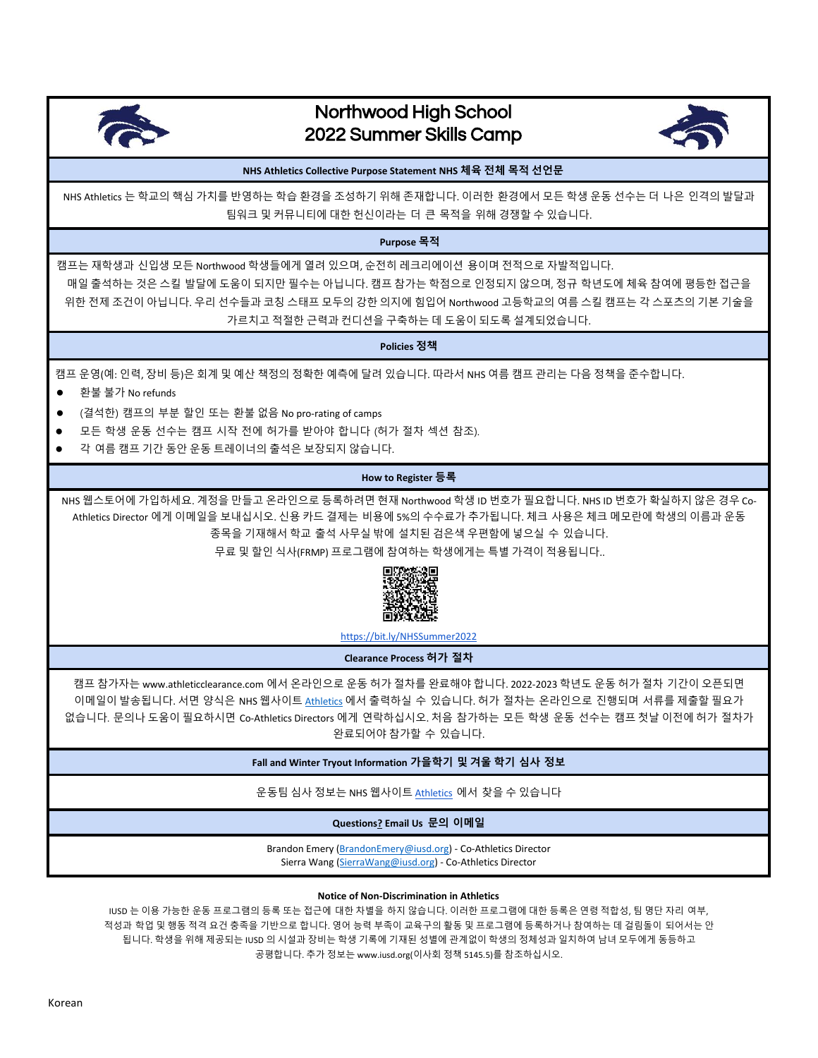# Northwood High School
# 2022 Summer Skills Camp

## NHS Athletics Collective Purpose Statement NHS 체육 전체 목적 선언문

NHS Athletics 는 학교의 핵심 가치를 반영하는 학습 환경을 조성하기 위해 존재합니다. 이러한 환경에서 모든 학생 운동 선수는 더 나은 인격의 발달과 팀워크 및 커뮤니티에 대한 헌신이라는 더 큰 목적을 위해 경쟁할 수 있습니다.

## Purpose 목적

캠프는 재학생과 신입생 모든 Northwood 학생들에게 열려 있으며, 순전히 레크리에이션 용이며 전적으로 자발적입니다.
매일 출석하는 것은 스킬 발달에 도움이 되지만 필수는 아닙니다. 캠프 참가는 학점으로 인정되지 않으며, 정규 학년도에 체육 참여에 평등한 접근을 위한 전제 조건이 아닙니다. 우리 선수들과 코칭 스태프 모두의 강한 의지에 힘입어 Northwood 고등학교의 여름 스킬 캠프는 각 스포츠의 기본 기술을 가르치고 적절한 근력과 컨디션을 구축하는 데 도움이 되도록 설계되었습니다.

## Policies 정책

캠프 운영(예: 인력, 장비 등)은 회계 및 예산 책정의 정확한 예측에 달려 있습니다. 따라서 NHS 여름 캠프 관리는 다음 정책을 준수합니다.

- 환불 불가 No refunds
- (결석한) 캠프의 부분 할인 또는 환불 없음 No pro-rating of camps
- 모든 학생 운동 선수는 캠프 시작 전에 허가를 받아야 합니다 (허가 절차 섹션 참조).
- 각 여름 캠프 기간 동안 운동 트레이너의 출석은 보장되지 않습니다.

## How to Register 등록

NHS 웹스토어에 가입하세요. 계정을 만들고 온라인으로 등록하려면 현재 Northwood 학생 ID 번호가 필요합니다. NHS ID 번호가 확실하지 않은 경우 Co-Athletics Director 에게 이메일을 보내십시오. 신용 카드 결제는 비용에 5%의 수수료가 추가됩니다. 체크 사용은 체크 메모란에 학생의 이름과 운동 종목을 기재해서 학교 출석 사무실 밖에 설치된 검은색 우편함에 넣으실 수 있습니다.
무료 및 할인 식사(FRMP) 프로그램에 참여하는 학생에게는 특별 가격이 적용됩니다..

https://bit.ly/NHSSummer2022

## Clearance Process 허가 절차

캠프 참가자는 www.athleticclearance.com 에서 온라인으로 운동 허가 절차를 완료해야 합니다. 2022-2023 학년도 운동 허가 절차 기간이 오픈되면 이메일이 발송됩니다. 서면 양식은 NHS 웹사이트 Athletics 에서 출력하실 수 있습니다. 허가 절차는 온라인으로 진행되며 서류를 제출할 필요가 없습니다. 문의나 도움이 필요하시면 Co-Athletics Directors 에게 연락하십시오. 처음 참가하는 모든 학생 운동 선수는 캠프 첫날 이전에 허가 절차가 완료되어야 참가할 수 있습니다.

## Fall and Winter Tryout Information 가을학기 및 겨울 학기 심사 정보

운동팀 심사 정보는 NHS 웹사이트 Athletics 에서 찾을 수 있습니다

## Questions? Email Us 문의 이메일

Brandon Emery (BrandonEmery@iusd.org) - Co-Athletics Director
Sierra Wang (SierraWang@iusd.org) - Co-Athletics Director

**Notice of Non-Discrimination in Athletics**

IUSD 는 이용 가능한 운동 프로그램의 등록 또는 접근에 대한 차별을 하지 않습니다. 이러한 프로그램에 대한 등록은 연령 적합성, 팀 명단 자리 여부, 적성과 학업 및 행동 적격 요건 충족을 기반으로 합니다. 영어 능력 부족이 교육구의 활동 및 프로그램에 등록하거나 참여하는 데 걸림돌이 되어서는 안 됩니다. 학생을 위해 제공되는 IUSD 의 시설과 장비는 학생 기록에 기재된 성별에 관계없이 학생의 정체성과 일치하여 남녀 모두에게 동등하고 공평합니다. 추가 정보는 www.iusd.org(이사회 정책 5145.5)를 참조하십시오.

Korean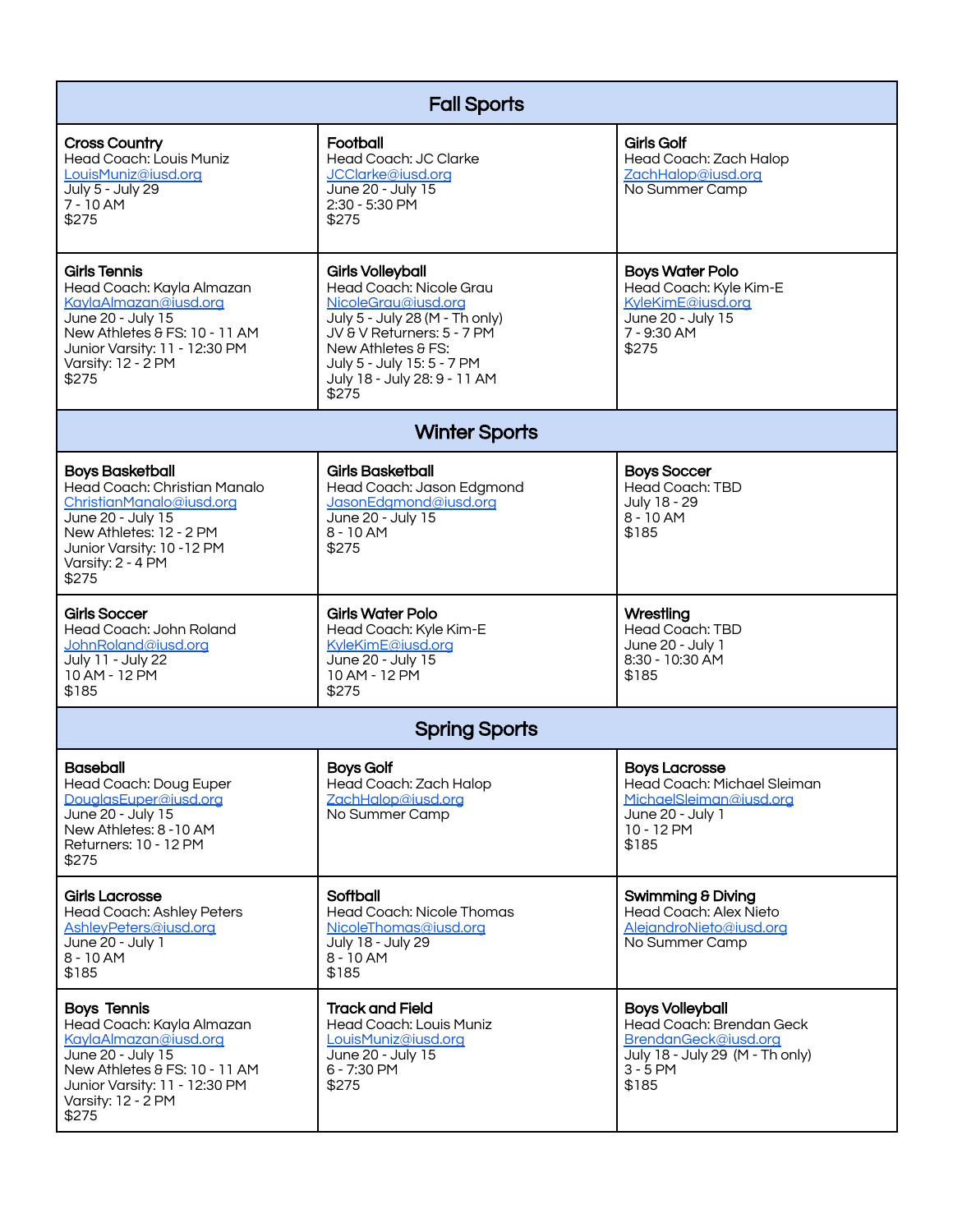| Fall Sports | | |
|---|---|---|
| **Cross Country**<br>Head Coach: Louis Muniz<br>LouisMuniz@iusd.org<br>July 5 - July 29<br>7 - 10 AM<br>$275 | **Football**<br>Head Coach: JC Clarke<br>JCClarke@iusd.org<br>June 20 - July 15<br>2:30 - 5:30 PM<br>$275 | **Girls Golf**<br>Head Coach: Zach Halop<br>ZachHalop@iusd.org<br>No Summer Camp |
| **Girls Tennis**<br>Head Coach: Kayla Almazan<br>KaylaAlmazan@iusd.org<br>June 20 - July 15<br>New Athletes & FS: 10 - 11 AM<br>Junior Varsity: 11 - 12:30 PM<br>Varsity: 12 - 2 PM<br>$275 | **Girls Volleyball**<br>Head Coach: Nicole Grau<br>NicoleGrau@iusd.org<br>July 5 - July 28 (M - Th only)<br>JV & V Returners: 5 - 7 PM<br>New Athletes & FS:<br>July 5 - July 15: 5 - 7 PM<br>July 18 - July 28: 9 - 11 AM<br>$275 | **Boys Water Polo**<br>Head Coach: Kyle Kim-E<br>KyleKimE@iusd.org<br>June 20 - July 15<br>7 - 9:30 AM<br>$275 |
| **Winter Sports** | | |
| **Boys Basketball**<br>Head Coach: Christian Manalo<br>ChristianManalo@iusd.org<br>June 20 - July 15<br>New Athletes: 12 - 2 PM<br>Junior Varsity: 10 -12 PM<br>Varsity: 2 - 4 PM<br>$275 | **Girls Basketball**<br>Head Coach: Jason Edgmond<br>JasonEdgmond@iusd.org<br>June 20 - July 15<br>8 - 10 AM<br>$275 | **Boys Soccer**<br>Head Coach: TBD<br>July 18 - 29<br>8 - 10 AM<br>$185 |
| **Girls Soccer**<br>Head Coach: John Roland<br>JohnRoland@iusd.org<br>July 11 - July 22<br>10 AM - 12 PM<br>$185 | **Girls Water Polo**<br>Head Coach: Kyle Kim-E<br>KyleKimE@iusd.org<br>June 20 - July 15<br>10 AM - 12 PM<br>$275 | **Wrestling**<br>Head Coach: TBD<br>June 20 - July 1<br>8:30 - 10:30 AM<br>$185 |
| **Spring Sports** | | |
| **Baseball**<br>Head Coach: Doug Euper<br>DouglasEuper@iusd.org<br>June 20 - July 15<br>New Athletes: 8 -10 AM<br>Returners: 10 - 12 PM<br>$275 | **Boys Golf**<br>Head Coach: Zach Halop<br>ZachHalop@iusd.org<br>No Summer Camp | **Boys Lacrosse**<br>Head Coach: Michael Sleiman<br>MichaelSleiman@iusd.org<br>June 20 - July 1<br>10 - 12 PM<br>$185 |
| **Girls Lacrosse**<br>Head Coach: Ashley Peters<br>AshleyPeters@iusd.org<br>June 20 - July 1<br>8 - 10 AM<br>$185 | **Softball**<br>Head Coach: Nicole Thomas<br>NicoleThomas@iusd.org<br>July 18 - July 29<br>8 - 10 AM<br>$185 | **Swimming & Diving**<br>Head Coach: Alex Nieto<br>AlejandroNieto@iusd.org<br>No Summer Camp |
| **Boys Tennis**<br>Head Coach: Kayla Almazan<br>KaylaAlmazan@iusd.org<br>June 20 - July 15<br>New Athletes & FS: 10 - 11 AM<br>Junior Varsity: 11 - 12:30 PM<br>Varsity: 12 - 2 PM<br>$275 | **Track and Field**<br>Head Coach: Louis Muniz<br>LouisMuniz@iusd.org<br>June 20 - July 15<br>6 - 7:30 PM<br>$275 | **Boys Volleyball**<br>Head Coach: Brendan Geck<br>BrendanGeck@iusd.org<br>July 18 - July 29 (M - Th only)<br>3 - 5 PM<br>$185 |